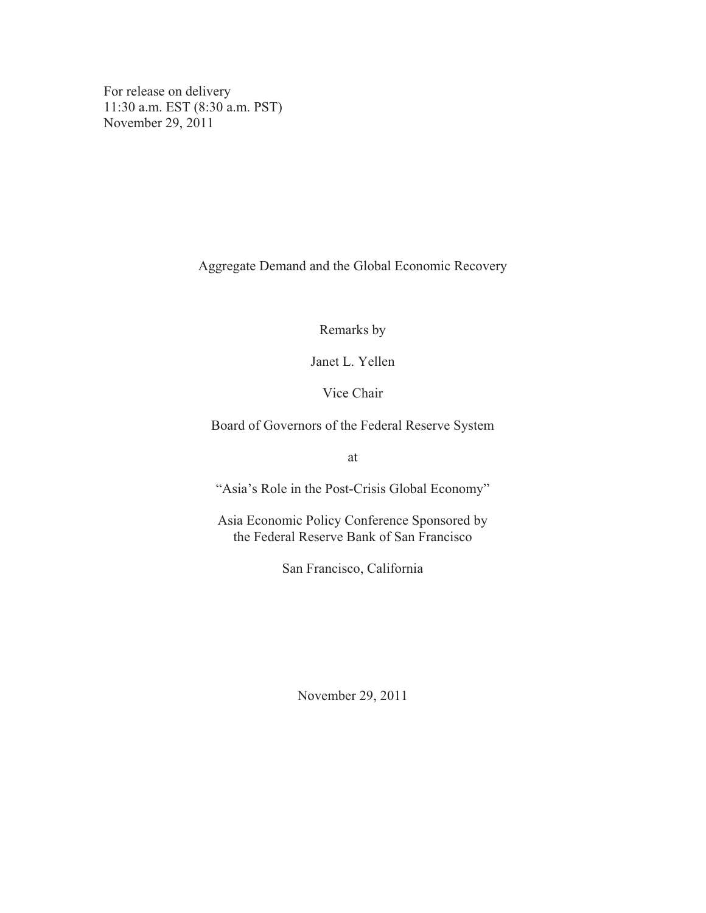For release on delivery
11:30 a.m. EST (8:30 a.m. PST)
November 29, 2011

# Aggregate Demand and the Global Economic Recovery

Remarks by

Janet L. Yellen

Vice Chair

Board of Governors of the Federal Reserve System

at

"Asia's Role in the Post-Crisis Global Economy"

Asia Economic Policy Conference Sponsored by
the Federal Reserve Bank of San Francisco

San Francisco, California

November 29, 2011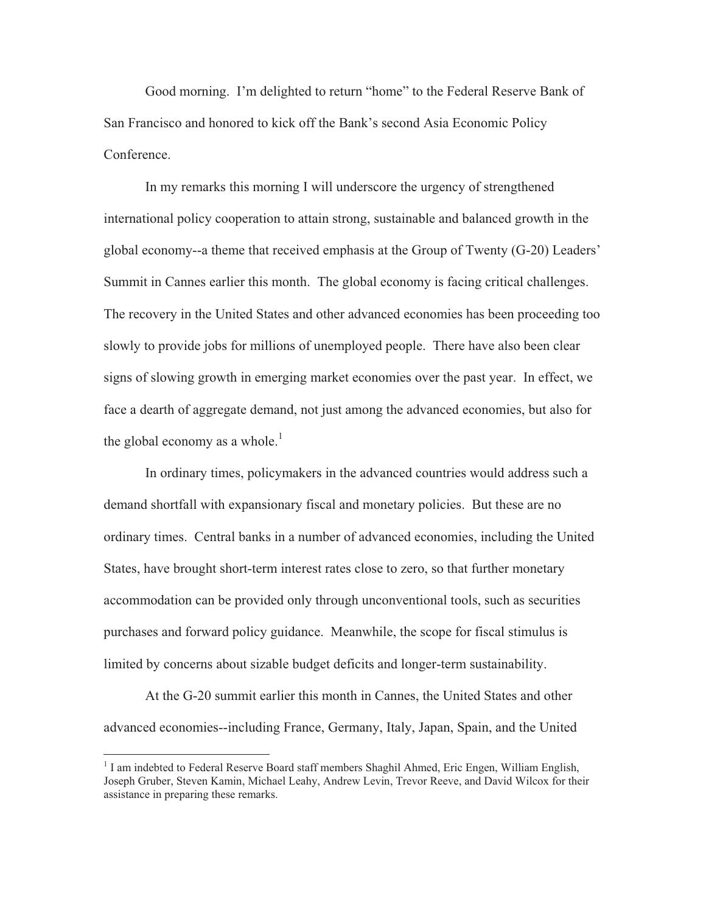Good morning. I'm delighted to return "home" to the Federal Reserve Bank of San Francisco and honored to kick off the Bank's second Asia Economic Policy Conference.

In my remarks this morning I will underscore the urgency of strengthened international policy cooperation to attain strong, sustainable and balanced growth in the global economy--a theme that received emphasis at the Group of Twenty (G-20) Leaders' Summit in Cannes earlier this month. The global economy is facing critical challenges. The recovery in the United States and other advanced economies has been proceeding too slowly to provide jobs for millions of unemployed people. There have also been clear signs of slowing growth in emerging market economies over the past year. In effect, we face a dearth of aggregate demand, not just among the advanced economies, but also for the global economy as a whole.[1]

In ordinary times, policymakers in the advanced countries would address such a demand shortfall with expansionary fiscal and monetary policies. But these are no ordinary times. Central banks in a number of advanced economies, including the United States, have brought short-term interest rates close to zero, so that further monetary accommodation can be provided only through unconventional tools, such as securities purchases and forward policy guidance. Meanwhile, the scope for fiscal stimulus is limited by concerns about sizable budget deficits and longer-term sustainability.

At the G-20 summit earlier this month in Cannes, the United States and other advanced economies--including France, Germany, Italy, Japan, Spain, and the United

[1] I am indebted to Federal Reserve Board staff members Shaghil Ahmed, Eric Engen, William English, Joseph Gruber, Steven Kamin, Michael Leahy, Andrew Levin, Trevor Reeve, and David Wilcox for their assistance in preparing these remarks.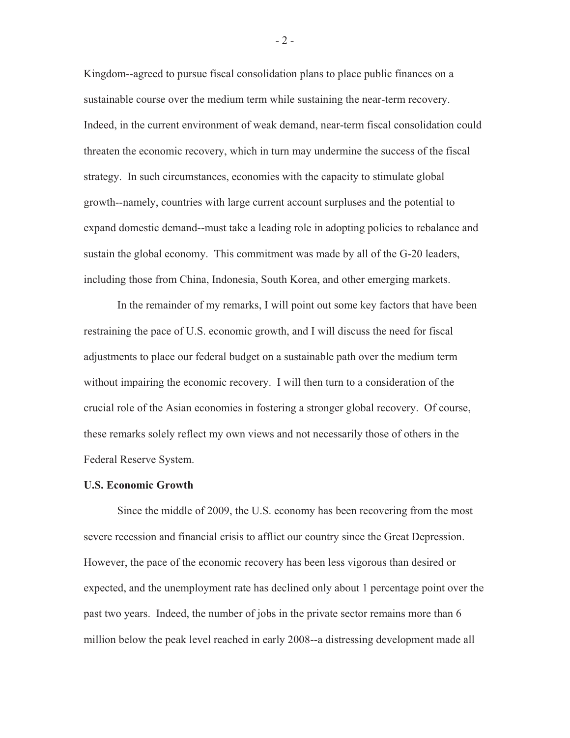Kingdom--agreed to pursue fiscal consolidation plans to place public finances on a sustainable course over the medium term while sustaining the near-term recovery. Indeed, in the current environment of weak demand, near-term fiscal consolidation could threaten the economic recovery, which in turn may undermine the success of the fiscal strategy. In such circumstances, economies with the capacity to stimulate global growth--namely, countries with large current account surpluses and the potential to expand domestic demand--must take a leading role in adopting policies to rebalance and sustain the global economy. This commitment was made by all of the G-20 leaders, including those from China, Indonesia, South Korea, and other emerging markets.

In the remainder of my remarks, I will point out some key factors that have been restraining the pace of U.S. economic growth, and I will discuss the need for fiscal adjustments to place our federal budget on a sustainable path over the medium term without impairing the economic recovery. I will then turn to a consideration of the crucial role of the Asian economies in fostering a stronger global recovery. Of course, these remarks solely reflect my own views and not necessarily those of others in the Federal Reserve System.

**U.S. Economic Growth**

Since the middle of 2009, the U.S. economy has been recovering from the most severe recession and financial crisis to afflict our country since the Great Depression. However, the pace of the economic recovery has been less vigorous than desired or expected, and the unemployment rate has declined only about 1 percentage point over the past two years. Indeed, the number of jobs in the private sector remains more than 6 million below the peak level reached in early 2008--a distressing development made all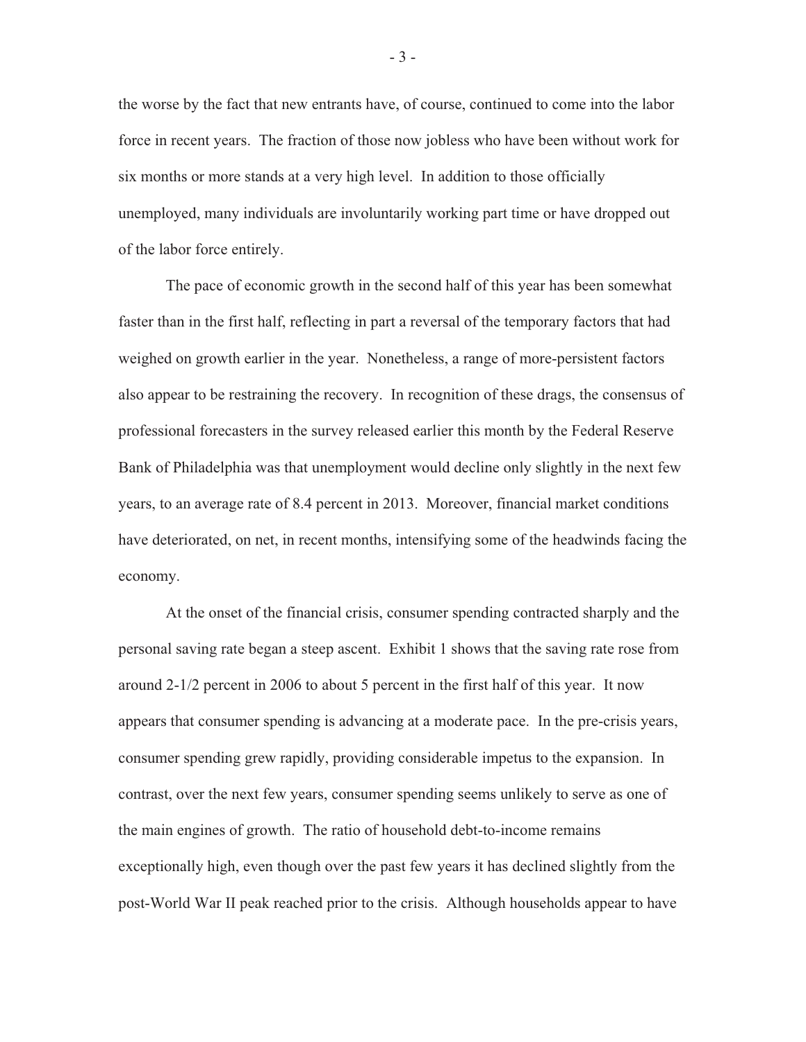the worse by the fact that new entrants have, of course, continued to come into the labor force in recent years. The fraction of those now jobless who have been without work for six months or more stands at a very high level. In addition to those officially unemployed, many individuals are involuntarily working part time or have dropped out of the labor force entirely.

The pace of economic growth in the second half of this year has been somewhat faster than in the first half, reflecting in part a reversal of the temporary factors that had weighed on growth earlier in the year. Nonetheless, a range of more-persistent factors also appear to be restraining the recovery. In recognition of these drags, the consensus of professional forecasters in the survey released earlier this month by the Federal Reserve Bank of Philadelphia was that unemployment would decline only slightly in the next few years, to an average rate of 8.4 percent in 2013. Moreover, financial market conditions have deteriorated, on net, in recent months, intensifying some of the headwinds facing the economy.

At the onset of the financial crisis, consumer spending contracted sharply and the personal saving rate began a steep ascent. Exhibit 1 shows that the saving rate rose from around 2-1/2 percent in 2006 to about 5 percent in the first half of this year. It now appears that consumer spending is advancing at a moderate pace. In the pre-crisis years, consumer spending grew rapidly, providing considerable impetus to the expansion. In contrast, over the next few years, consumer spending seems unlikely to serve as one of the main engines of growth. The ratio of household debt-to-income remains exceptionally high, even though over the past few years it has declined slightly from the post-World War II peak reached prior to the crisis. Although households appear to have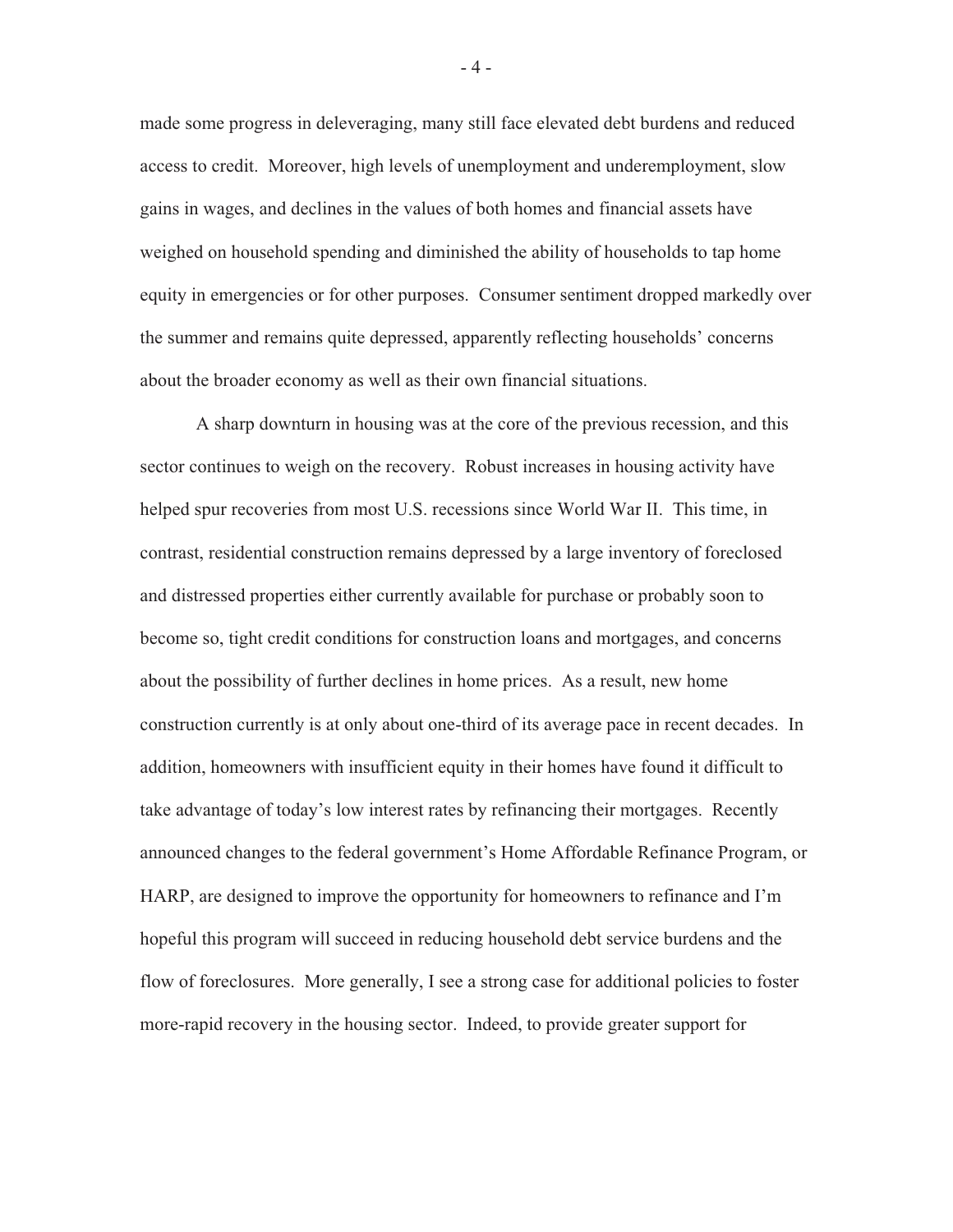made some progress in deleveraging, many still face elevated debt burdens and reduced access to credit. Moreover, high levels of unemployment and underemployment, slow gains in wages, and declines in the values of both homes and financial assets have weighed on household spending and diminished the ability of households to tap home equity in emergencies or for other purposes. Consumer sentiment dropped markedly over the summer and remains quite depressed, apparently reflecting households' concerns about the broader economy as well as their own financial situations.

A sharp downturn in housing was at the core of the previous recession, and this sector continues to weigh on the recovery. Robust increases in housing activity have helped spur recoveries from most U.S. recessions since World War II. This time, in contrast, residential construction remains depressed by a large inventory of foreclosed and distressed properties either currently available for purchase or probably soon to become so, tight credit conditions for construction loans and mortgages, and concerns about the possibility of further declines in home prices. As a result, new home construction currently is at only about one-third of its average pace in recent decades. In addition, homeowners with insufficient equity in their homes have found it difficult to take advantage of today's low interest rates by refinancing their mortgages. Recently announced changes to the federal government's Home Affordable Refinance Program, or HARP, are designed to improve the opportunity for homeowners to refinance and I'm hopeful this program will succeed in reducing household debt service burdens and the flow of foreclosures. More generally, I see a strong case for additional policies to foster more-rapid recovery in the housing sector. Indeed, to provide greater support for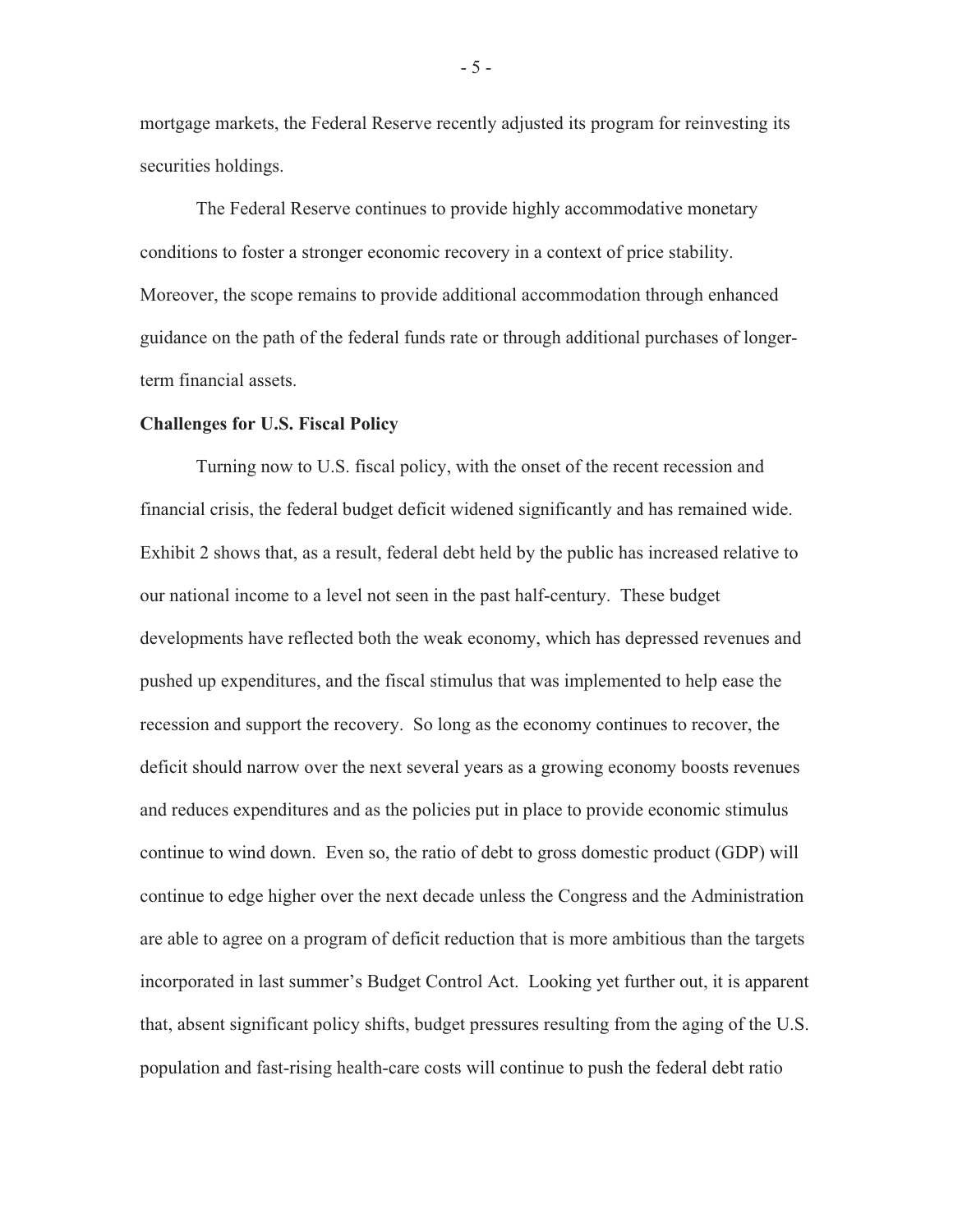mortgage markets, the Federal Reserve recently adjusted its program for reinvesting its securities holdings.

The Federal Reserve continues to provide highly accommodative monetary conditions to foster a stronger economic recovery in a context of price stability. Moreover, the scope remains to provide additional accommodation through enhanced guidance on the path of the federal funds rate or through additional purchases of longer-term financial assets.

**Challenges for U.S. Fiscal Policy**

Turning now to U.S. fiscal policy, with the onset of the recent recession and financial crisis, the federal budget deficit widened significantly and has remained wide. Exhibit 2 shows that, as a result, federal debt held by the public has increased relative to our national income to a level not seen in the past half-century. These budget developments have reflected both the weak economy, which has depressed revenues and pushed up expenditures, and the fiscal stimulus that was implemented to help ease the recession and support the recovery. So long as the economy continues to recover, the deficit should narrow over the next several years as a growing economy boosts revenues and reduces expenditures and as the policies put in place to provide economic stimulus continue to wind down. Even so, the ratio of debt to gross domestic product (GDP) will continue to edge higher over the next decade unless the Congress and the Administration are able to agree on a program of deficit reduction that is more ambitious than the targets incorporated in last summer's Budget Control Act. Looking yet further out, it is apparent that, absent significant policy shifts, budget pressures resulting from the aging of the U.S. population and fast-rising health-care costs will continue to push the federal debt ratio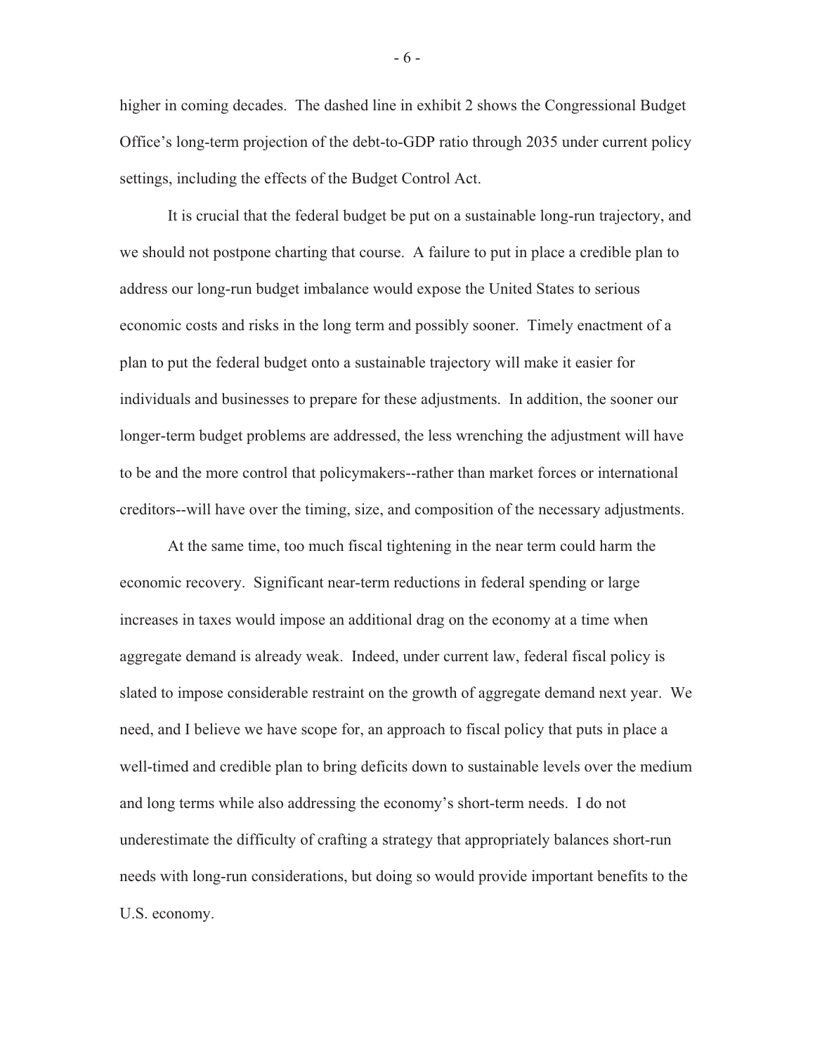higher in coming decades. The dashed line in exhibit 2 shows the Congressional Budget Office's long-term projection of the debt-to-GDP ratio through 2035 under current policy settings, including the effects of the Budget Control Act.

It is crucial that the federal budget be put on a sustainable long-run trajectory, and we should not postpone charting that course. A failure to put in place a credible plan to address our long-run budget imbalance would expose the United States to serious economic costs and risks in the long term and possibly sooner. Timely enactment of a plan to put the federal budget onto a sustainable trajectory will make it easier for individuals and businesses to prepare for these adjustments. In addition, the sooner our longer-term budget problems are addressed, the less wrenching the adjustment will have to be and the more control that policymakers--rather than market forces or international creditors--will have over the timing, size, and composition of the necessary adjustments.

At the same time, too much fiscal tightening in the near term could harm the economic recovery. Significant near-term reductions in federal spending or large increases in taxes would impose an additional drag on the economy at a time when aggregate demand is already weak. Indeed, under current law, federal fiscal policy is slated to impose considerable restraint on the growth of aggregate demand next year. We need, and I believe we have scope for, an approach to fiscal policy that puts in place a well-timed and credible plan to bring deficits down to sustainable levels over the medium and long terms while also addressing the economy's short-term needs. I do not underestimate the difficulty of crafting a strategy that appropriately balances short-run needs with long-run considerations, but doing so would provide important benefits to the U.S. economy.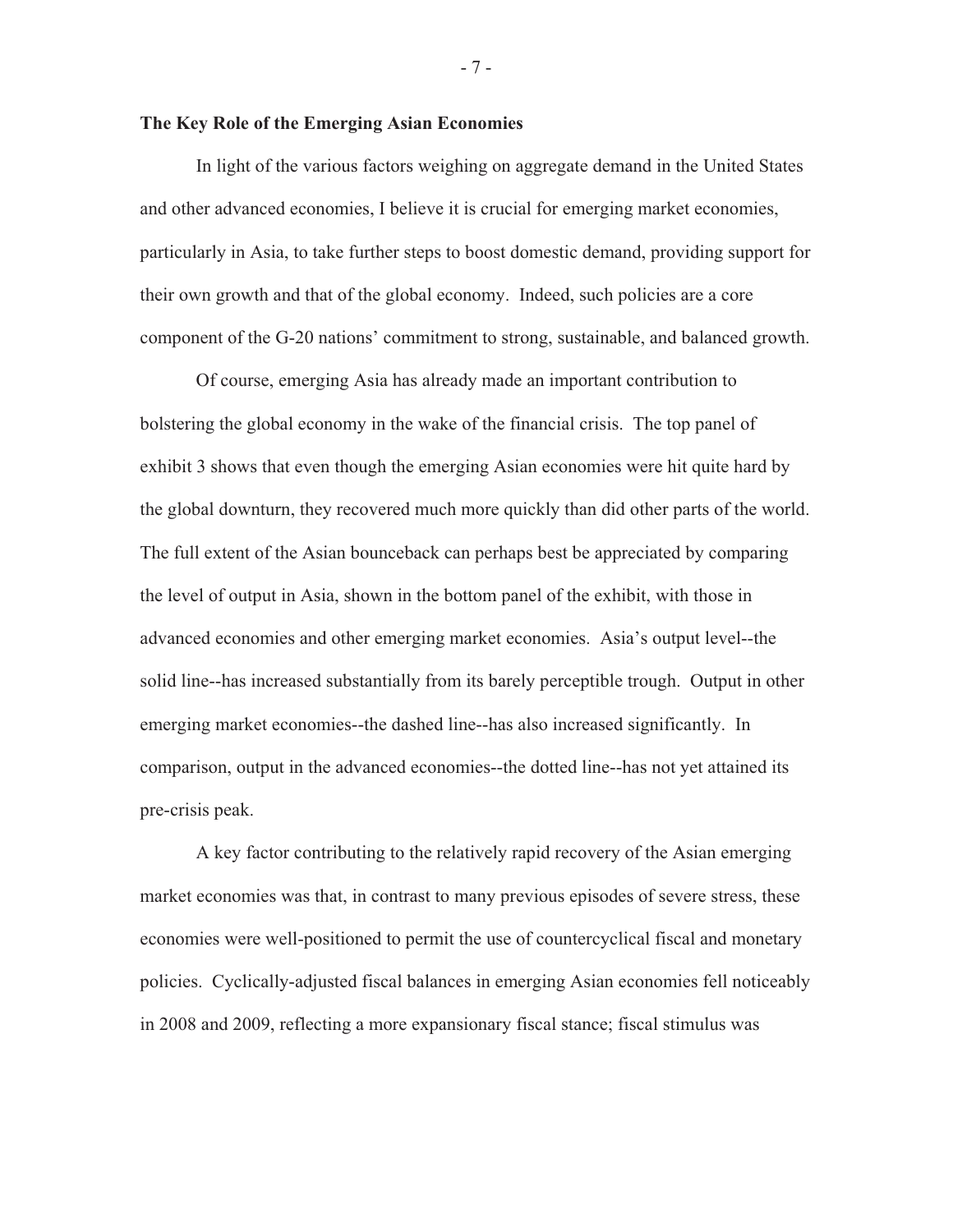### The Key Role of the Emerging Asian Economies

In light of the various factors weighing on aggregate demand in the United States and other advanced economies, I believe it is crucial for emerging market economies, particularly in Asia, to take further steps to boost domestic demand, providing support for their own growth and that of the global economy. Indeed, such policies are a core component of the G-20 nations' commitment to strong, sustainable, and balanced growth.

Of course, emerging Asia has already made an important contribution to bolstering the global economy in the wake of the financial crisis. The top panel of exhibit 3 shows that even though the emerging Asian economies were hit quite hard by the global downturn, they recovered much more quickly than did other parts of the world. The full extent of the Asian bounceback can perhaps best be appreciated by comparing the level of output in Asia, shown in the bottom panel of the exhibit, with those in advanced economies and other emerging market economies. Asia's output level--the solid line--has increased substantially from its barely perceptible trough. Output in other emerging market economies--the dashed line--has also increased significantly. In comparison, output in the advanced economies--the dotted line--has not yet attained its pre-crisis peak.

A key factor contributing to the relatively rapid recovery of the Asian emerging market economies was that, in contrast to many previous episodes of severe stress, these economies were well-positioned to permit the use of countercyclical fiscal and monetary policies. Cyclically-adjusted fiscal balances in emerging Asian economies fell noticeably in 2008 and 2009, reflecting a more expansionary fiscal stance; fiscal stimulus was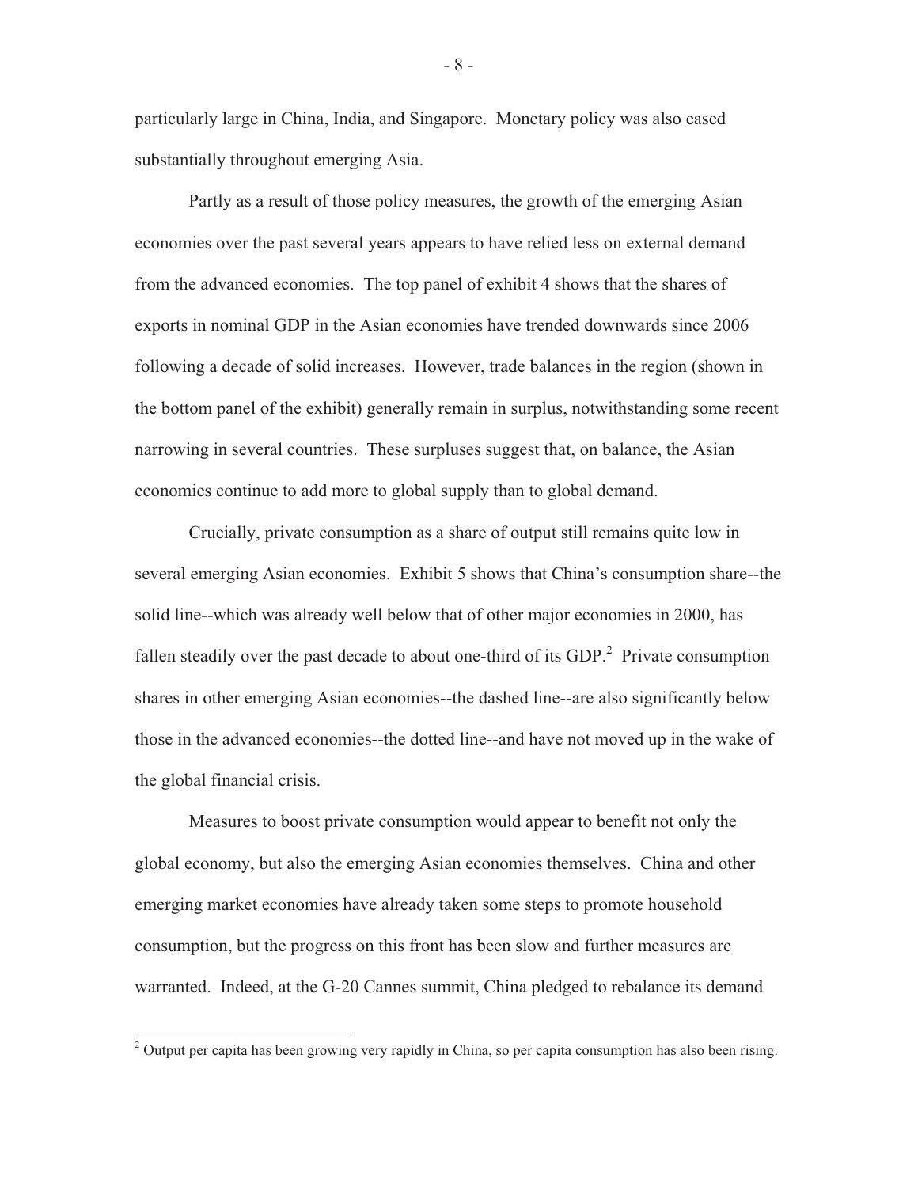particularly large in China, India, and Singapore. Monetary policy was also eased substantially throughout emerging Asia.

Partly as a result of those policy measures, the growth of the emerging Asian economies over the past several years appears to have relied less on external demand from the advanced economies. The top panel of exhibit 4 shows that the shares of exports in nominal GDP in the Asian economies have trended downwards since 2006 following a decade of solid increases. However, trade balances in the region (shown in the bottom panel of the exhibit) generally remain in surplus, notwithstanding some recent narrowing in several countries. These surpluses suggest that, on balance, the Asian economies continue to add more to global supply than to global demand.

Crucially, private consumption as a share of output still remains quite low in several emerging Asian economies. Exhibit 5 shows that China's consumption share--the solid line--which was already well below that of other major economies in 2000, has fallen steadily over the past decade to about one-third of its GDP.[2] Private consumption shares in other emerging Asian economies--the dashed line--are also significantly below those in the advanced economies--the dotted line--and have not moved up in the wake of the global financial crisis.

Measures to boost private consumption would appear to benefit not only the global economy, but also the emerging Asian economies themselves. China and other emerging market economies have already taken some steps to promote household consumption, but the progress on this front has been slow and further measures are warranted. Indeed, at the G-20 Cannes summit, China pledged to rebalance its demand

---

[2] Output per capita has been growing very rapidly in China, so per capita consumption has also been rising.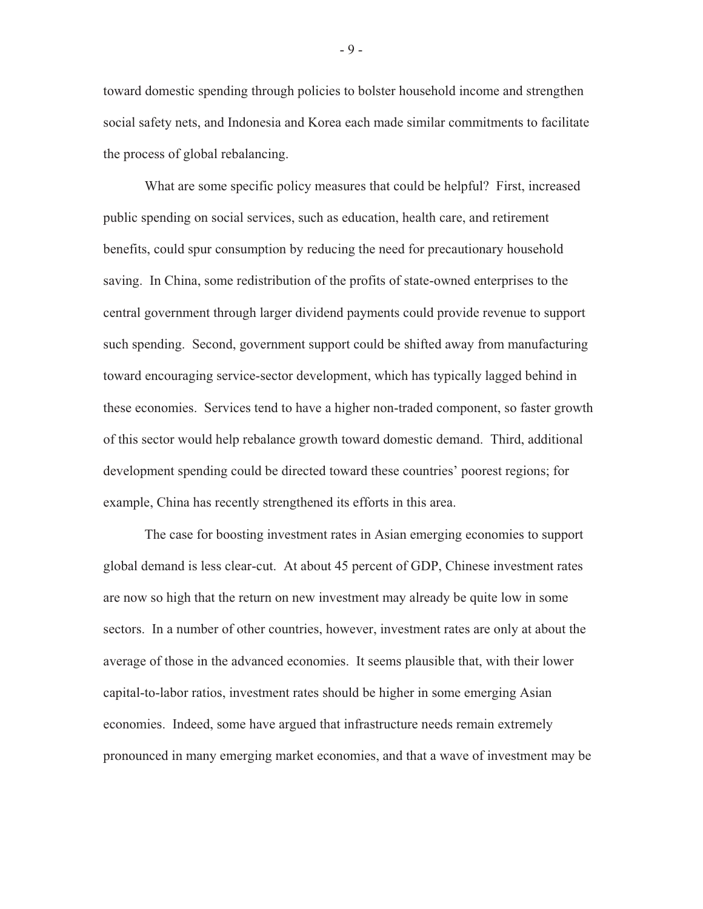toward domestic spending through policies to bolster household income and strengthen social safety nets, and Indonesia and Korea each made similar commitments to facilitate the process of global rebalancing.

What are some specific policy measures that could be helpful? First, increased public spending on social services, such as education, health care, and retirement benefits, could spur consumption by reducing the need for precautionary household saving. In China, some redistribution of the profits of state-owned enterprises to the central government through larger dividend payments could provide revenue to support such spending. Second, government support could be shifted away from manufacturing toward encouraging service-sector development, which has typically lagged behind in these economies. Services tend to have a higher non-traded component, so faster growth of this sector would help rebalance growth toward domestic demand. Third, additional development spending could be directed toward these countries' poorest regions; for example, China has recently strengthened its efforts in this area.

The case for boosting investment rates in Asian emerging economies to support global demand is less clear-cut. At about 45 percent of GDP, Chinese investment rates are now so high that the return on new investment may already be quite low in some sectors. In a number of other countries, however, investment rates are only at about the average of those in the advanced economies. It seems plausible that, with their lower capital-to-labor ratios, investment rates should be higher in some emerging Asian economies. Indeed, some have argued that infrastructure needs remain extremely pronounced in many emerging market economies, and that a wave of investment may be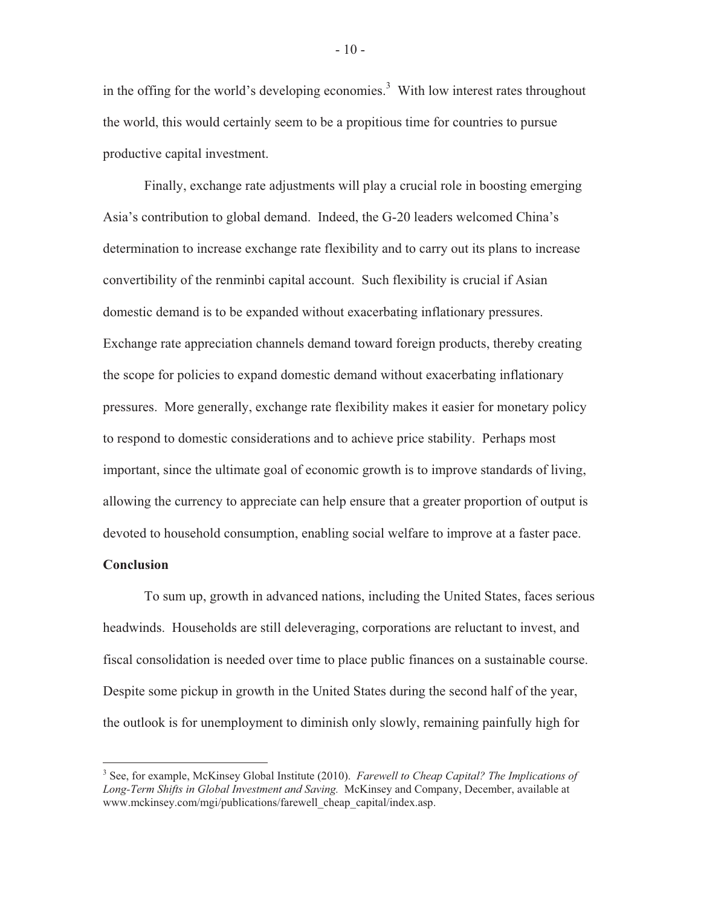in the offing for the world's developing economies.[3] With low interest rates throughout the world, this would certainly seem to be a propitious time for countries to pursue productive capital investment.

Finally, exchange rate adjustments will play a crucial role in boosting emerging Asia's contribution to global demand. Indeed, the G-20 leaders welcomed China's determination to increase exchange rate flexibility and to carry out its plans to increase convertibility of the renminbi capital account. Such flexibility is crucial if Asian domestic demand is to be expanded without exacerbating inflationary pressures. Exchange rate appreciation channels demand toward foreign products, thereby creating the scope for policies to expand domestic demand without exacerbating inflationary pressures. More generally, exchange rate flexibility makes it easier for monetary policy to respond to domestic considerations and to achieve price stability. Perhaps most important, since the ultimate goal of economic growth is to improve standards of living, allowing the currency to appreciate can help ensure that a greater proportion of output is devoted to household consumption, enabling social welfare to improve at a faster pace.

**Conclusion**

To sum up, growth in advanced nations, including the United States, faces serious headwinds. Households are still deleveraging, corporations are reluctant to invest, and fiscal consolidation is needed over time to place public finances on a sustainable course. Despite some pickup in growth in the United States during the second half of the year, the outlook is for unemployment to diminish only slowly, remaining painfully high for

---

[3] See, for example, McKinsey Global Institute (2010). *Farewell to Cheap Capital? The Implications of Long-Term Shifts in Global Investment and Saving.* McKinsey and Company, December, available at www.mckinsey.com/mgi/publications/farewell_cheap_capital/index.asp.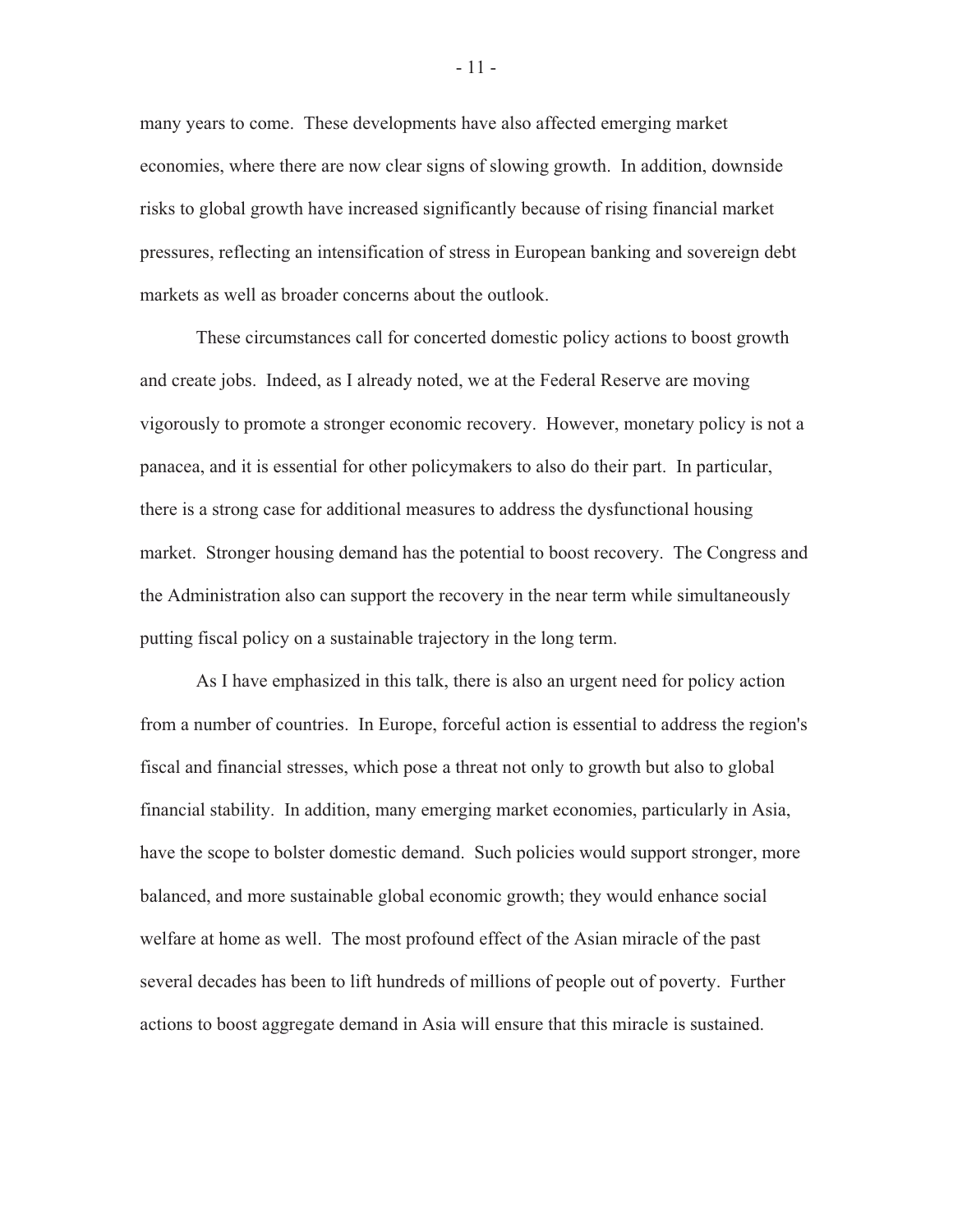many years to come. These developments have also affected emerging market economies, where there are now clear signs of slowing growth. In addition, downside risks to global growth have increased significantly because of rising financial market pressures, reflecting an intensification of stress in European banking and sovereign debt markets as well as broader concerns about the outlook.

These circumstances call for concerted domestic policy actions to boost growth and create jobs. Indeed, as I already noted, we at the Federal Reserve are moving vigorously to promote a stronger economic recovery. However, monetary policy is not a panacea, and it is essential for other policymakers to also do their part. In particular, there is a strong case for additional measures to address the dysfunctional housing market. Stronger housing demand has the potential to boost recovery. The Congress and the Administration also can support the recovery in the near term while simultaneously putting fiscal policy on a sustainable trajectory in the long term.

As I have emphasized in this talk, there is also an urgent need for policy action from a number of countries. In Europe, forceful action is essential to address the region's fiscal and financial stresses, which pose a threat not only to growth but also to global financial stability. In addition, many emerging market economies, particularly in Asia, have the scope to bolster domestic demand. Such policies would support stronger, more balanced, and more sustainable global economic growth; they would enhance social welfare at home as well. The most profound effect of the Asian miracle of the past several decades has been to lift hundreds of millions of people out of poverty. Further actions to boost aggregate demand in Asia will ensure that this miracle is sustained.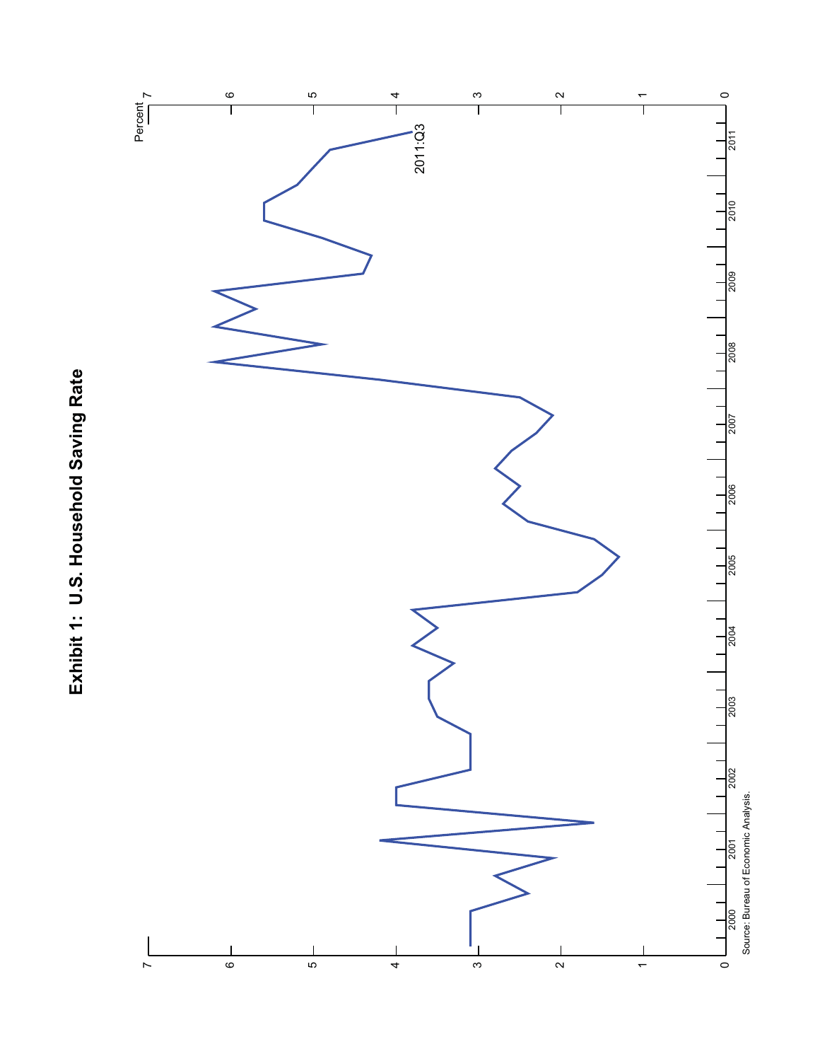# Exhibit 1: U.S. Household Saving Rate

Percent

2011:Q3

Source: Bureau of Economic Analysis.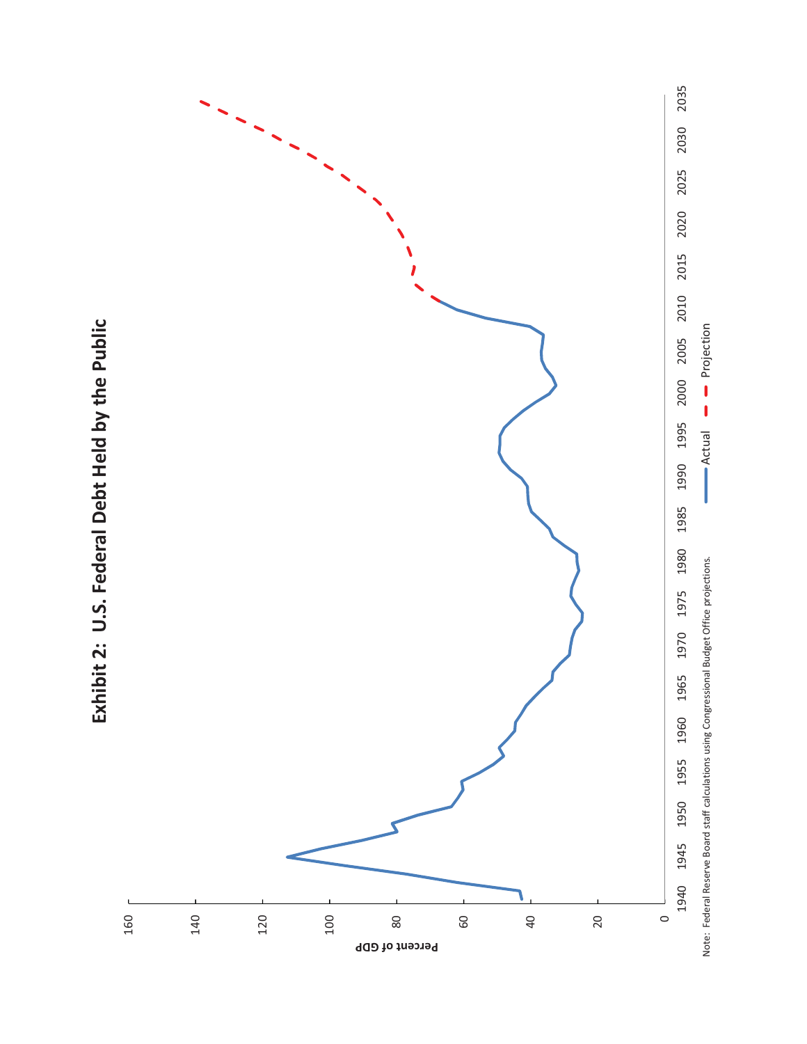# Exhibit 2: U.S. Federal Debt Held by the Public

Percent of GDP

Actual — Projection

Note: Federal Reserve Board staff calculations using Congressional Budget Office projections.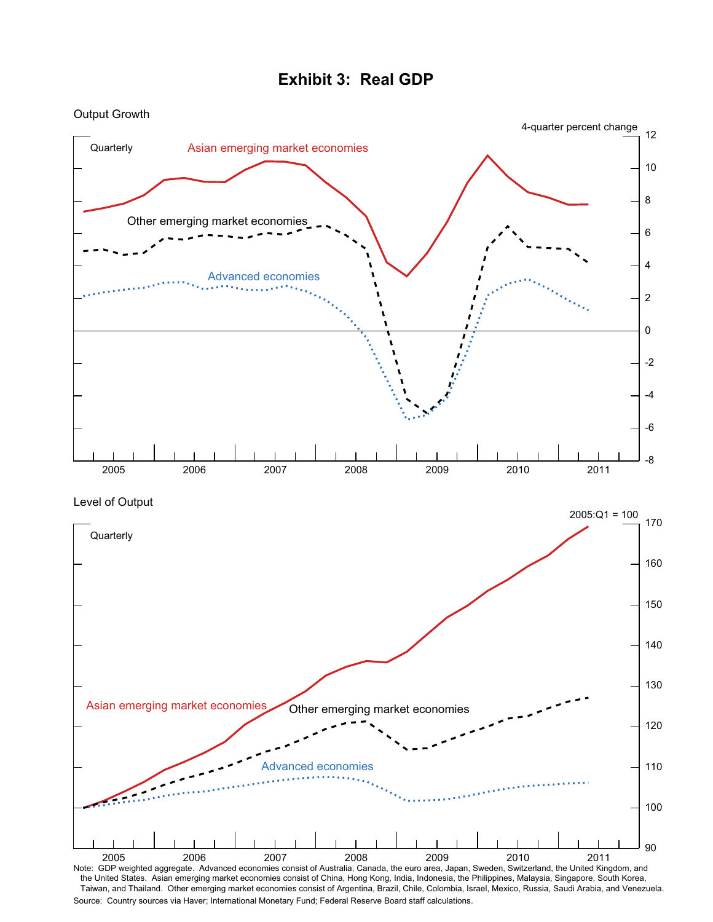# Exhibit 3: Real GDP

Output Growth

Quarterly

4-quarter percent change

Asian emerging market economies

Other emerging market economies

Advanced economies

Level of Output

Quarterly

2005:Q1 = 100

Asian emerging market economies

Other emerging market economies

Advanced economies

Note: GDP weighted aggregate. Advanced economies consist of Australia, Canada, the euro area, Japan, Sweden, Switzerland, the United Kingdom, and the United States. Asian emerging market economies consist of China, Hong Kong, India, Indonesia, the Philippines, Malaysia, Singapore, South Korea, Taiwan, and Thailand. Other emerging market economies consist of Argentina, Brazil, Chile, Colombia, Israel, Mexico, Russia, Saudi Arabia, and Venezuela.

Source: Country sources via Haver; International Monetary Fund; Federal Reserve Board staff calculations.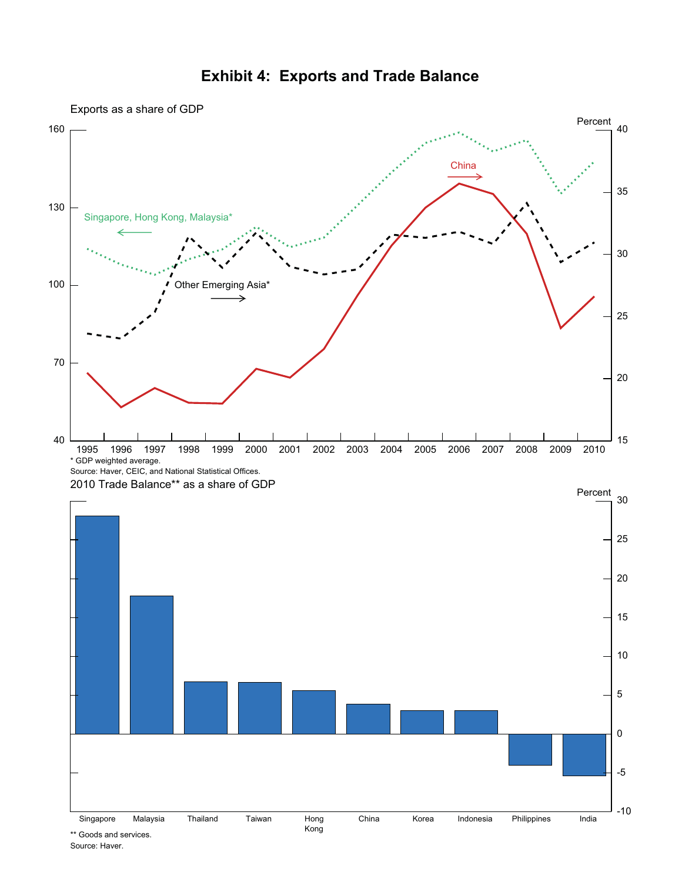# Exhibit 4: Exports and Trade Balance

Exports as a share of GDP

* GDP weighted average.
Source: Haver, CEIC, and National Statistical Offices.

2010 Trade Balance** as a share of GDP

** Goods and services.
Source: Haver.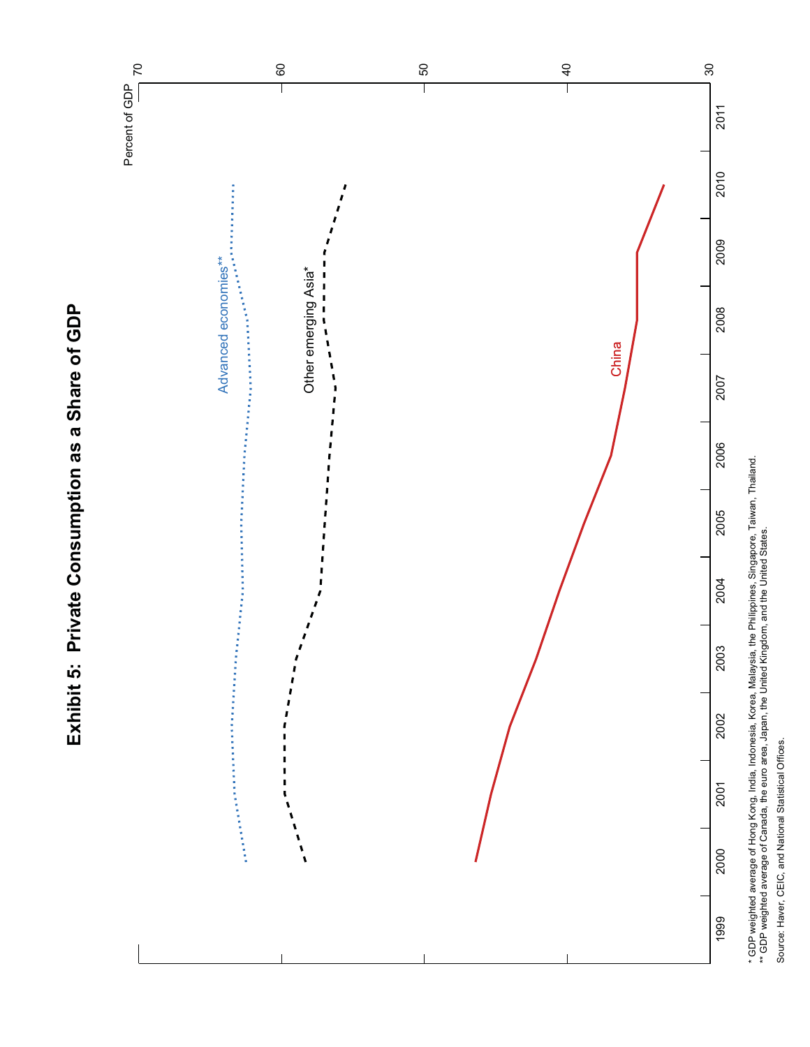# Exhibit 5: Private Consumption as a Share of GDP

Percent of GDP

70

60

50

40

30

Advanced economies**

Other emerging Asia*

China

1999

2000

2001

2002

2003

2004

2005

2006

2007

2008

2009

2010

2011

\* GDP weighted average of Hong Kong, India, Indonesia, Korea, Malaysia, the Philippines, Singapore, Taiwan, Thailand.
** GDP weighted average of Canada, the euro area, Japan, the United Kingdom, and the United States.

Source: Haver, CEIC, and National Statistical Offices.